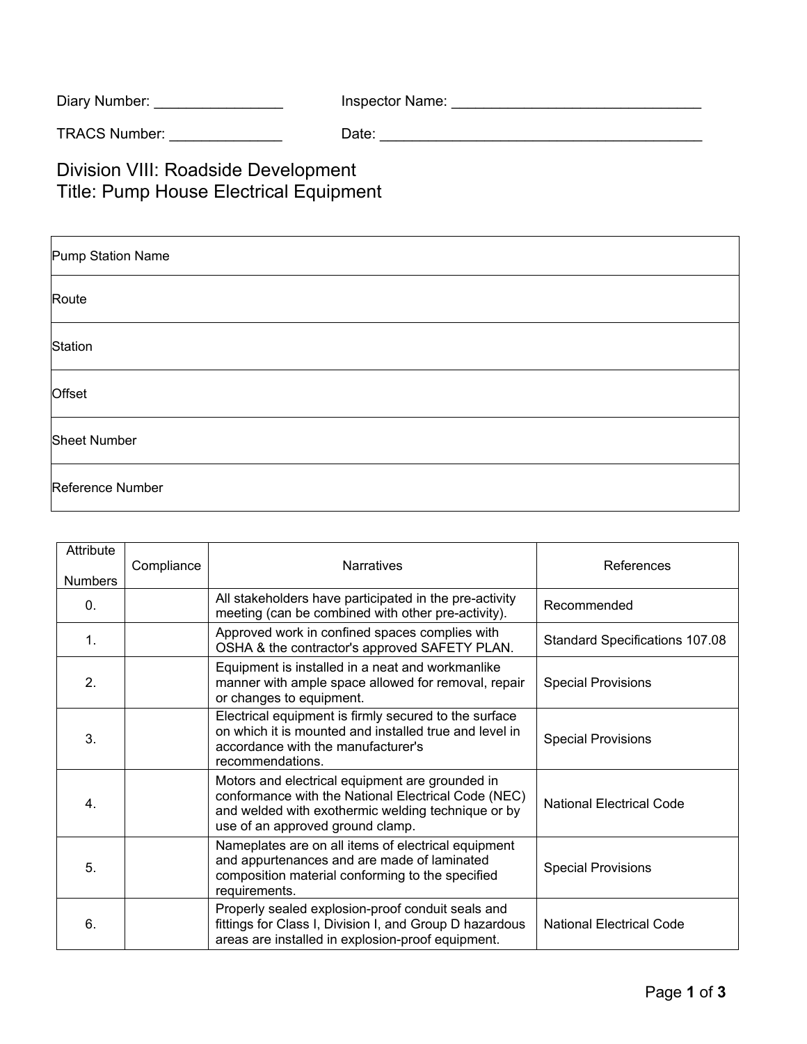Diary Number: ________________ Inspector Name: ________________________________

TRACS Number: ______________ Date: __________________________________________

# Division VIII: Roadside Development
# Title: Pump House Electrical Equipment

| | |
|---|---|
| Pump Station Name | |
| Route | |
| Station | |
| Offset | |
| Sheet Number | |
| Reference Number | |

| Attribute Numbers | Compliance | Narratives | References |
|---|---|---|---|
| 0. | | All stakeholders have participated in the pre-activity meeting (can be combined with other pre-activity). | Recommended |
| 1. | | Approved work in confined spaces complies with OSHA & the contractor's approved SAFETY PLAN. | Standard Specifications 107.08 |
| 2. | | Equipment is installed in a neat and workmanlike manner with ample space allowed for removal, repair or changes to equipment. | Special Provisions |
| 3. | | Electrical equipment is firmly secured to the surface on which it is mounted and installed true and level in accordance with the manufacturer's recommendations. | Special Provisions |
| 4. | | Motors and electrical equipment are grounded in conformance with the National Electrical Code (NEC) and welded with exothermic welding technique or by use of an approved ground clamp. | National Electrical Code |
| 5. | | Nameplates are on all items of electrical equipment and appurtenances and are made of laminated composition material conforming to the specified requirements. | Special Provisions |
| 6. | | Properly sealed explosion-proof conduit seals and fittings for Class I, Division I, and Group D hazardous areas are installed in explosion-proof equipment. | National Electrical Code |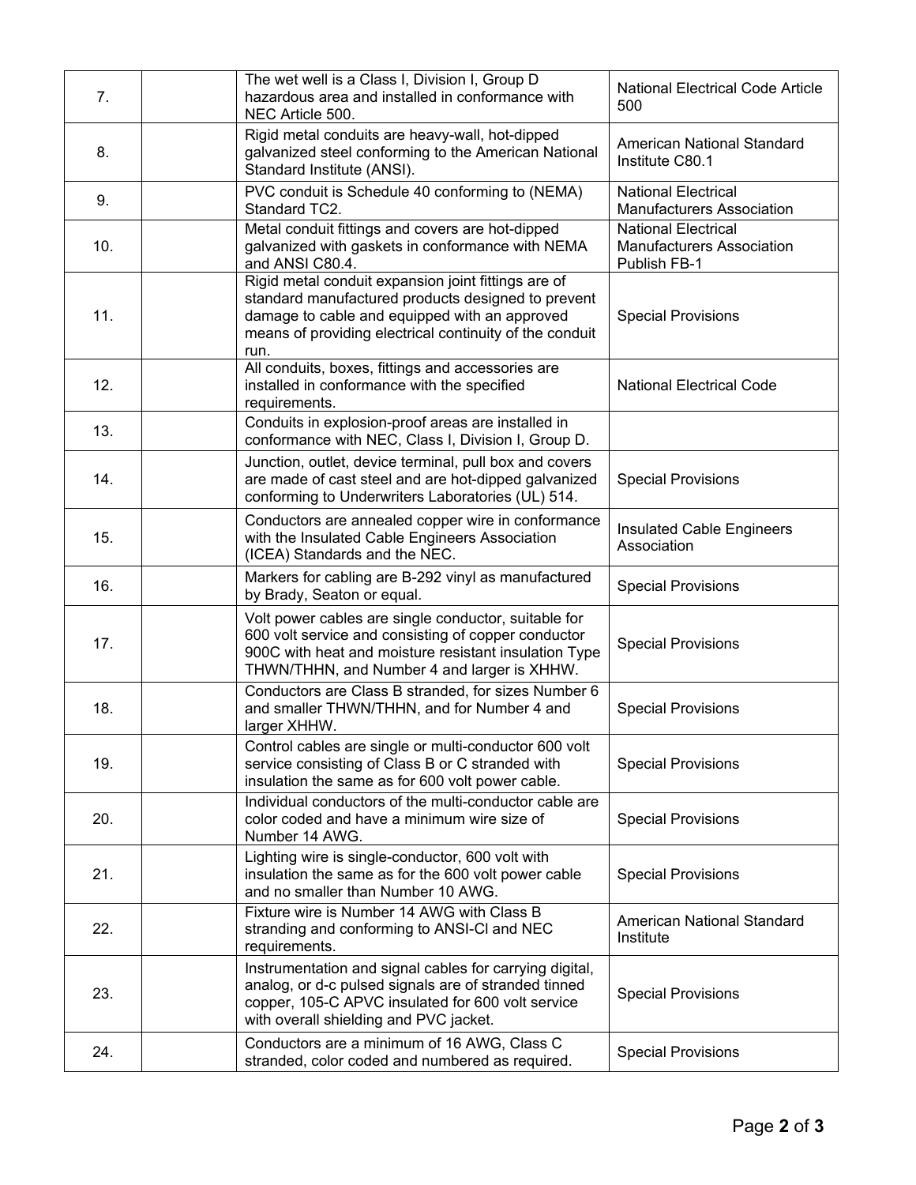| | | | |
|---|---|---|---|
| 7. | | The wet well is a Class I, Division I, Group D hazardous area and installed in conformance with NEC Article 500. | National Electrical Code Article 500 |
| 8. | | Rigid metal conduits are heavy-wall, hot-dipped galvanized steel conforming to the American National Standard Institute (ANSI). | American National Standard Institute C80.1 |
| 9. | | PVC conduit is Schedule 40 conforming to (NEMA) Standard TC2. | National Electrical Manufacturers Association |
| 10. | | Metal conduit fittings and covers are hot-dipped galvanized with gaskets in conformance with NEMA and ANSI C80.4. | National Electrical Manufacturers Association Publish FB-1 |
| 11. | | Rigid metal conduit expansion joint fittings are of standard manufactured products designed to prevent damage to cable and equipped with an approved means of providing electrical continuity of the conduit run. | Special Provisions |
| 12. | | All conduits, boxes, fittings and accessories are installed in conformance with the specified requirements. | National Electrical Code |
| 13. | | Conduits in explosion-proof areas are installed in conformance with NEC, Class I, Division I, Group D. | |
| 14. | | Junction, outlet, device terminal, pull box and covers are made of cast steel and are hot-dipped galvanized conforming to Underwriters Laboratories (UL) 514. | Special Provisions |
| 15. | | Conductors are annealed copper wire in conformance with the Insulated Cable Engineers Association (ICEA) Standards and the NEC. | Insulated Cable Engineers Association |
| 16. | | Markers for cabling are B-292 vinyl as manufactured by Brady, Seaton or equal. | Special Provisions |
| 17. | | Volt power cables are single conductor, suitable for 600 volt service and consisting of copper conductor 900C with heat and moisture resistant insulation Type THWN/THHN, and Number 4 and larger is XHHW. | Special Provisions |
| 18. | | Conductors are Class B stranded, for sizes Number 6 and smaller THWN/THHN, and for Number 4 and larger XHHW. | Special Provisions |
| 19. | | Control cables are single or multi-conductor 600 volt service consisting of Class B or C stranded with insulation the same as for 600 volt power cable. | Special Provisions |
| 20. | | Individual conductors of the multi-conductor cable are color coded and have a minimum wire size of Number 14 AWG. | Special Provisions |
| 21. | | Lighting wire is single-conductor, 600 volt with insulation the same as for the 600 volt power cable and no smaller than Number 10 AWG. | Special Provisions |
| 22. | | Fixture wire is Number 14 AWG with Class B stranding and conforming to ANSI-Cl and NEC requirements. | American National Standard Institute |
| 23. | | Instrumentation and signal cables for carrying digital, analog, or d-c pulsed signals are of stranded tinned copper, 105-C APVC insulated for 600 volt service with overall shielding and PVC jacket. | Special Provisions |
| 24. | | Conductors are a minimum of 16 AWG, Class C stranded, color coded and numbered as required. | Special Provisions |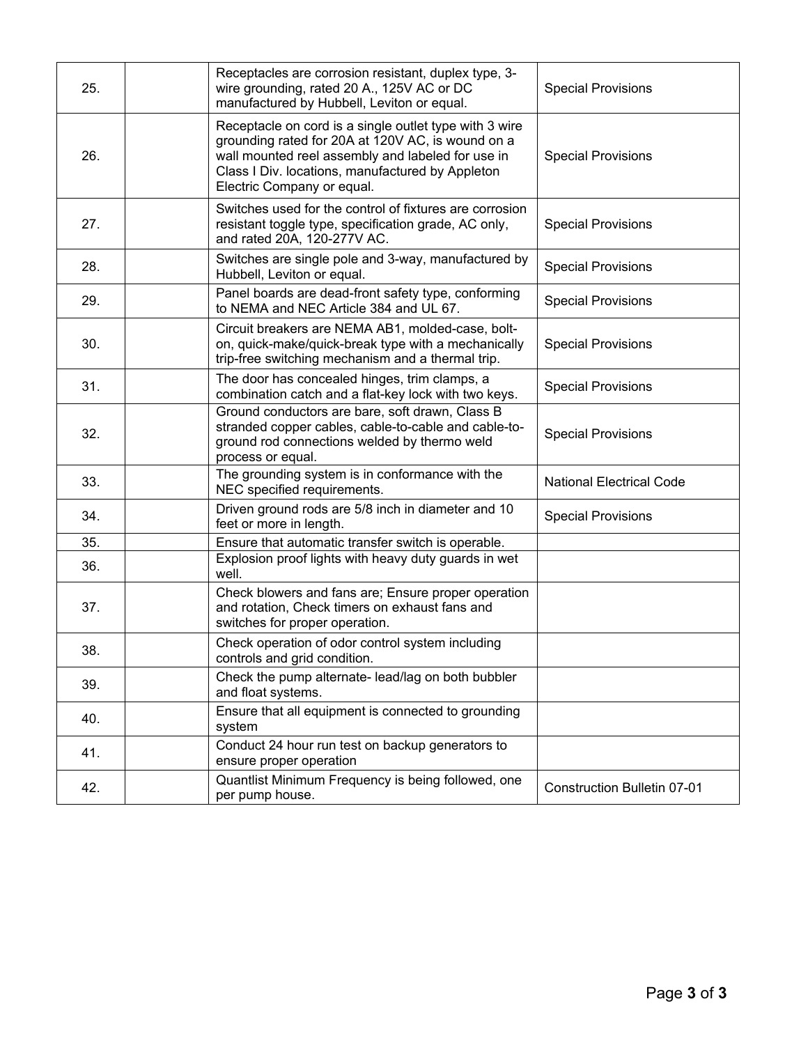| | | | |
|---|---|---|---|
| 25. | | Receptacles are corrosion resistant, duplex type, 3-wire grounding, rated 20 A., 125V AC or DC manufactured by Hubbell, Leviton or equal. | Special Provisions |
| 26. | | Receptacle on cord is a single outlet type with 3 wire grounding rated for 20A at 120V AC, is wound on a wall mounted reel assembly and labeled for use in Class I Div. locations, manufactured by Appleton Electric Company or equal. | Special Provisions |
| 27. | | Switches used for the control of fixtures are corrosion resistant toggle type, specification grade, AC only, and rated 20A, 120-277V AC. | Special Provisions |
| 28. | | Switches are single pole and 3-way, manufactured by Hubbell, Leviton or equal. | Special Provisions |
| 29. | | Panel boards are dead-front safety type, conforming to NEMA and NEC Article 384 and UL 67. | Special Provisions |
| 30. | | Circuit breakers are NEMA AB1, molded-case, bolt-on, quick-make/quick-break type with a mechanically trip-free switching mechanism and a thermal trip. | Special Provisions |
| 31. | | The door has concealed hinges, trim clamps, a combination catch and a flat-key lock with two keys. | Special Provisions |
| 32. | | Ground conductors are bare, soft drawn, Class B stranded copper cables, cable-to-cable and cable-to-ground rod connections welded by thermo weld process or equal. | Special Provisions |
| 33. | | The grounding system is in conformance with the NEC specified requirements. | National Electrical Code |
| 34. | | Driven ground rods are 5/8 inch in diameter and 10 feet or more in length. | Special Provisions |
| 35. | | Ensure that automatic transfer switch is operable. | |
| 36. | | Explosion proof lights with heavy duty guards in wet well. | |
| 37. | | Check blowers and fans are; Ensure proper operation and rotation, Check timers on exhaust fans and switches for proper operation. | |
| 38. | | Check operation of odor control system including controls and grid condition. | |
| 39. | | Check the pump alternate- lead/lag on both bubbler and float systems. | |
| 40. | | Ensure that all equipment is connected to grounding system | |
| 41. | | Conduct 24 hour run test on backup generators to ensure proper operation | |
| 42. | | Quantlist Minimum Frequency is being followed, one per pump house. | Construction Bulletin 07-01 |